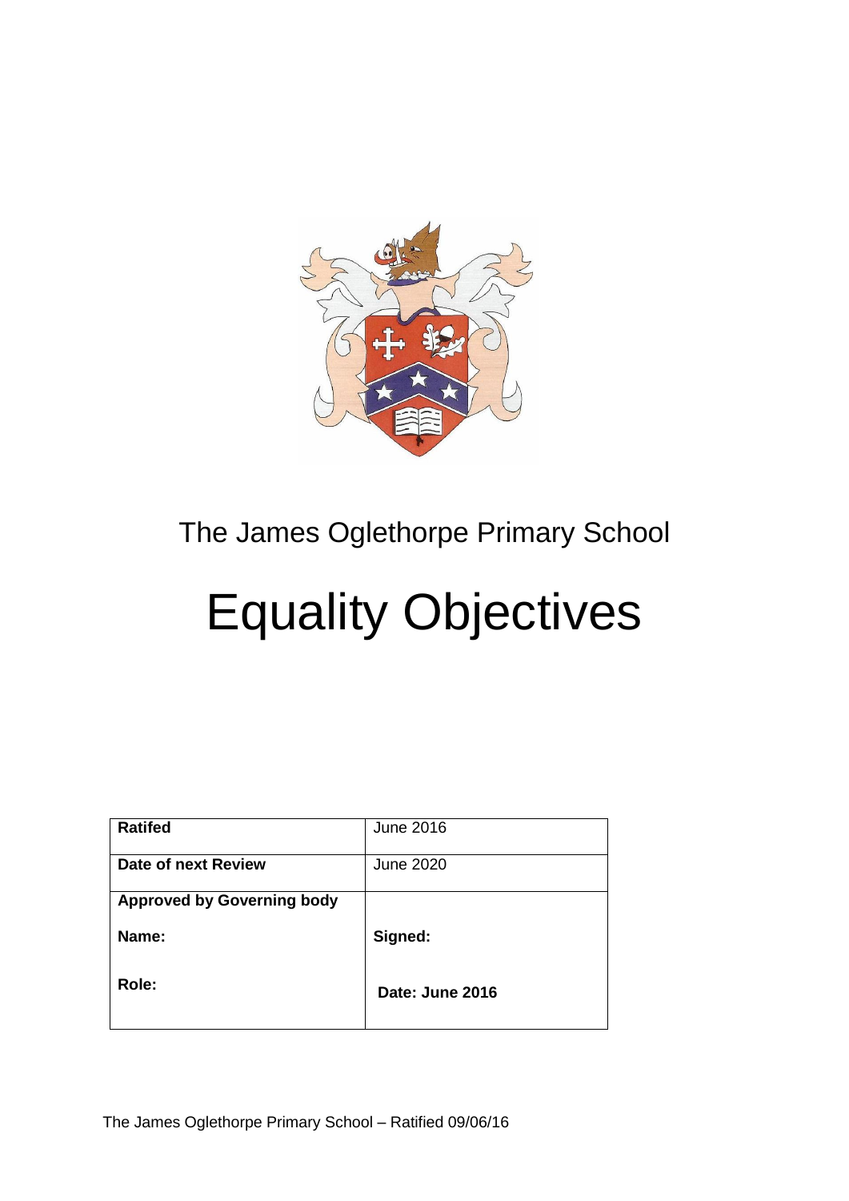The James Oglethorpe Primary School

# Equality Objectives

| Ratifed | June 2016 |
| --- | --- |
| **Date of next Review** | June 2020 |
| **Approved by Governing body**<br><br>**Name:**<br><br>**Role:** | <br><br>**Signed:**<br><br>**Date: June 2016** |

The James Oglethorpe Primary School – Ratified 09/06/16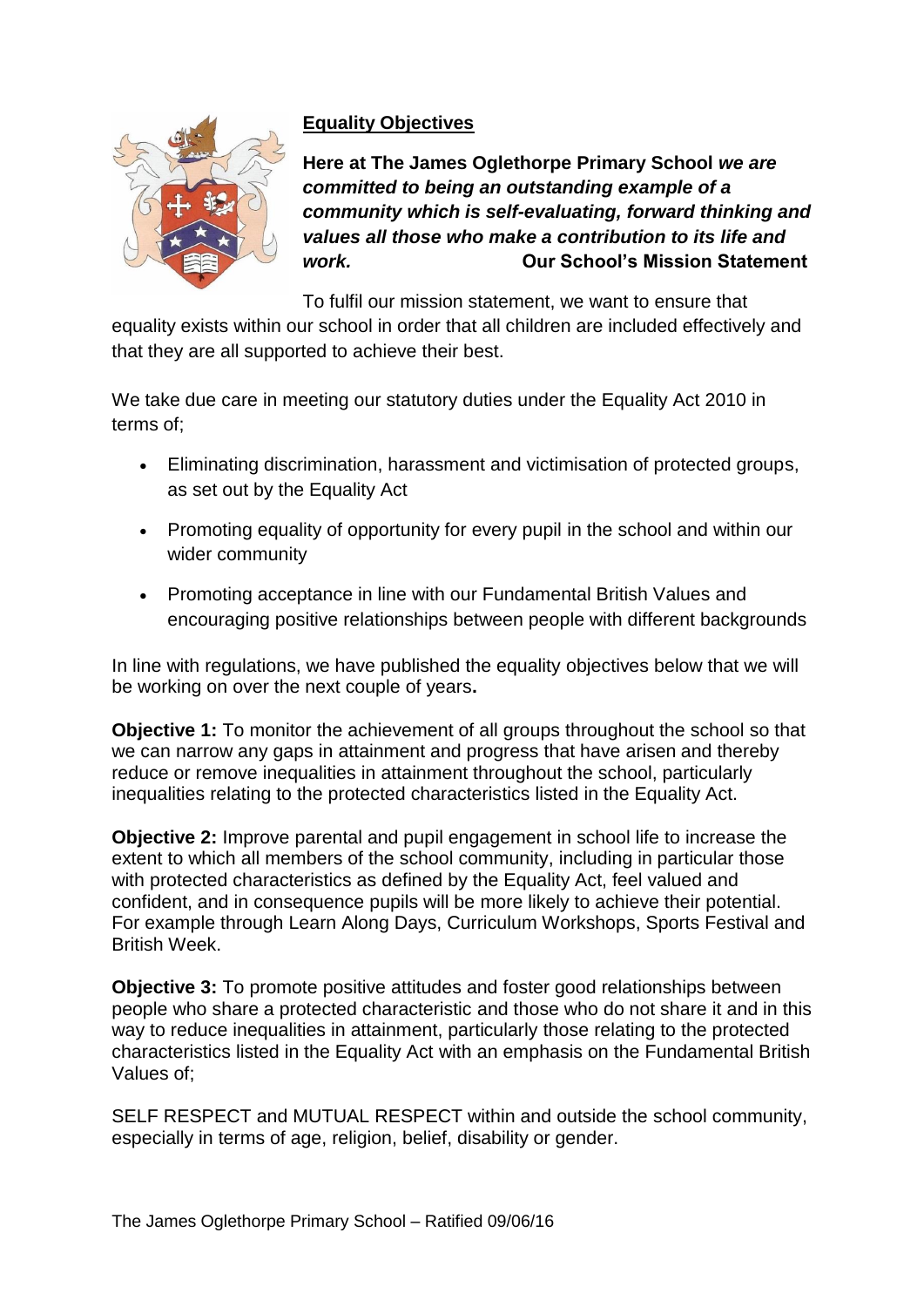## Equality Objectives

**Here at The James Oglethorpe Primary School** ***we are committed to being an outstanding example of a community which is self-evaluating, forward thinking and values all those who make a contribution to its life and work.*** **Our School's Mission Statement**

To fulfil our mission statement, we want to ensure that equality exists within our school in order that all children are included effectively and that they are all supported to achieve their best.

We take due care in meeting our statutory duties under the Equality Act 2010 in terms of;

- Eliminating discrimination, harassment and victimisation of protected groups, as set out by the Equality Act
- Promoting equality of opportunity for every pupil in the school and within our wider community
- Promoting acceptance in line with our Fundamental British Values and encouraging positive relationships between people with different backgrounds

In line with regulations, we have published the equality objectives below that we will be working on over the next couple of years**.**

**Objective 1:** To monitor the achievement of all groups throughout the school so that we can narrow any gaps in attainment and progress that have arisen and thereby reduce or remove inequalities in attainment throughout the school, particularly inequalities relating to the protected characteristics listed in the Equality Act.

**Objective 2:** Improve parental and pupil engagement in school life to increase the extent to which all members of the school community, including in particular those with protected characteristics as defined by the Equality Act, feel valued and confident, and in consequence pupils will be more likely to achieve their potential. For example through Learn Along Days, Curriculum Workshops, Sports Festival and British Week.

**Objective 3:** To promote positive attitudes and foster good relationships between people who share a protected characteristic and those who do not share it and in this way to reduce inequalities in attainment, particularly those relating to the protected characteristics listed in the Equality Act with an emphasis on the Fundamental British Values of;

SELF RESPECT and MUTUAL RESPECT within and outside the school community, especially in terms of age, religion, belief, disability or gender.

The James Oglethorpe Primary School – Ratified 09/06/16